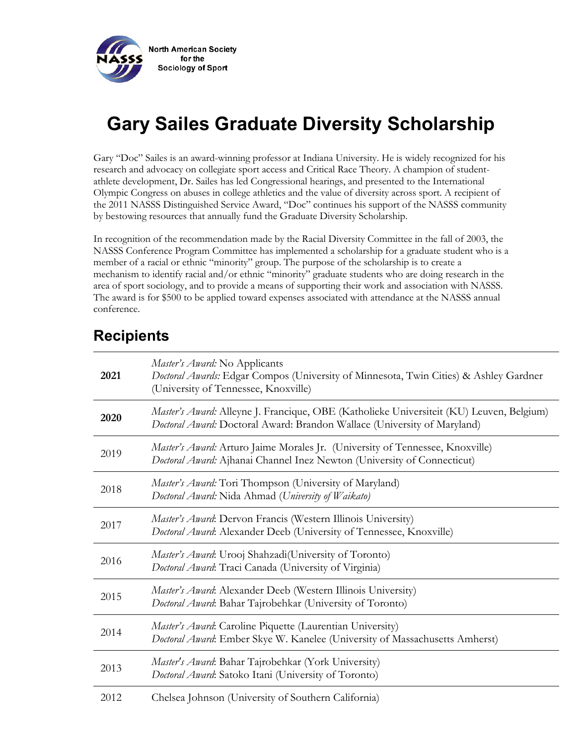North American Society for the Sociology of Sport

# Gary Sailes Graduate Diversity Scholarship

Gary "Doc" Sailes is an award-winning professor at Indiana University. He is widely recognized for his research and advocacy on collegiate sport access and Critical Race Theory. A champion of student-athlete development, Dr. Sailes has led Congressional hearings, and presented to the International Olympic Congress on abuses in college athletics and the value of diversity across sport. A recipient of the 2011 NASSS Distinguished Service Award, "Doc" continues his support of the NASSS community by bestowing resources that annually fund the Graduate Diversity Scholarship.

In recognition of the recommendation made by the Racial Diversity Committee in the fall of 2003, the NASSS Conference Program Committee has implemented a scholarship for a graduate student who is a member of a racial or ethnic "minority" group. The purpose of the scholarship is to create a mechanism to identify racial and/or ethnic "minority" graduate students who are doing research in the area of sport sociology, and to provide a means of supporting their work and association with NASSS. The award is for $500 to be applied toward expenses associated with attendance at the NASSS annual conference.

## Recipients

| Year | Recipients |
|---|---|
| **2021** | *Master's Award:* No Applicants<br>*Doctoral Awards:* Edgar Compos (University of Minnesota, Twin Cities) & Ashley Gardner (University of Tennessee, Knoxville) |
| **2020** | *Master's Award:* Alleyne J. Francique, OBE (Katholieke Universiteit (KU) Leuven, Belgium)<br>*Doctoral Award:* Doctoral Award: Brandon Wallace (University of Maryland) |
| 2019 | *Master's Award:* Arturo Jaime Morales Jr. (University of Tennessee, Knoxville)<br>*Doctoral Award:* Ajhanai Channel Inez Newton (University of Connecticut) |
| 2018 | *Master's Award:* Tori Thompson (University of Maryland)<br>*Doctoral Award:* Nida Ahmad (*University of Waikato)* |
| 2017 | *Master's Award*: Dervon Francis (Western Illinois University)<br>*Doctoral Award*: Alexander Deeb (University of Tennessee, Knoxville) |
| 2016 | *Master's Award*: Urooj Shahzadi(University of Toronto)<br>*Doctoral Award*: Traci Canada (University of Virginia) |
| 2015 | *Master's Award*: Alexander Deeb (Western Illinois University)<br>*Doctoral Award*: Bahar Tajrobehkar (University of Toronto) |
| 2014 | *Master's Award*: Caroline Piquette (Laurentian University)<br>*Doctoral Award*: Ember Skye W. Kanelee (University of Massachusetts Amherst) |
| 2013 | *Master's Award*: Bahar Tajrobehkar (York University)<br>*Doctoral Award*: Satoko Itani (University of Toronto) |
| 2012 | Chelsea Johnson (University of Southern California) |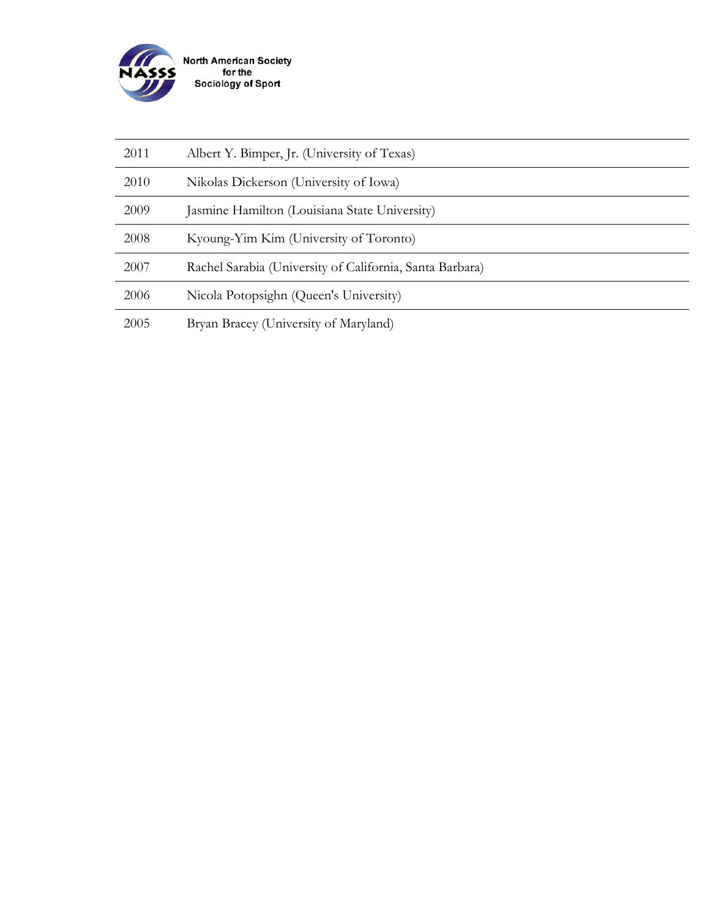| | |
|---|---|
| 2011 | Albert Y. Bimper, Jr. (University of Texas) |
| 2010 | Nikolas Dickerson (University of Iowa) |
| 2009 | Jasmine Hamilton (Louisiana State University) |
| 2008 | Kyoung-Yim Kim (University of Toronto) |
| 2007 | Rachel Sarabia (University of California, Santa Barbara) |
| 2006 | Nicola Potopsighn (Queen's University) |
| 2005 | Bryan Bracey (University of Maryland) |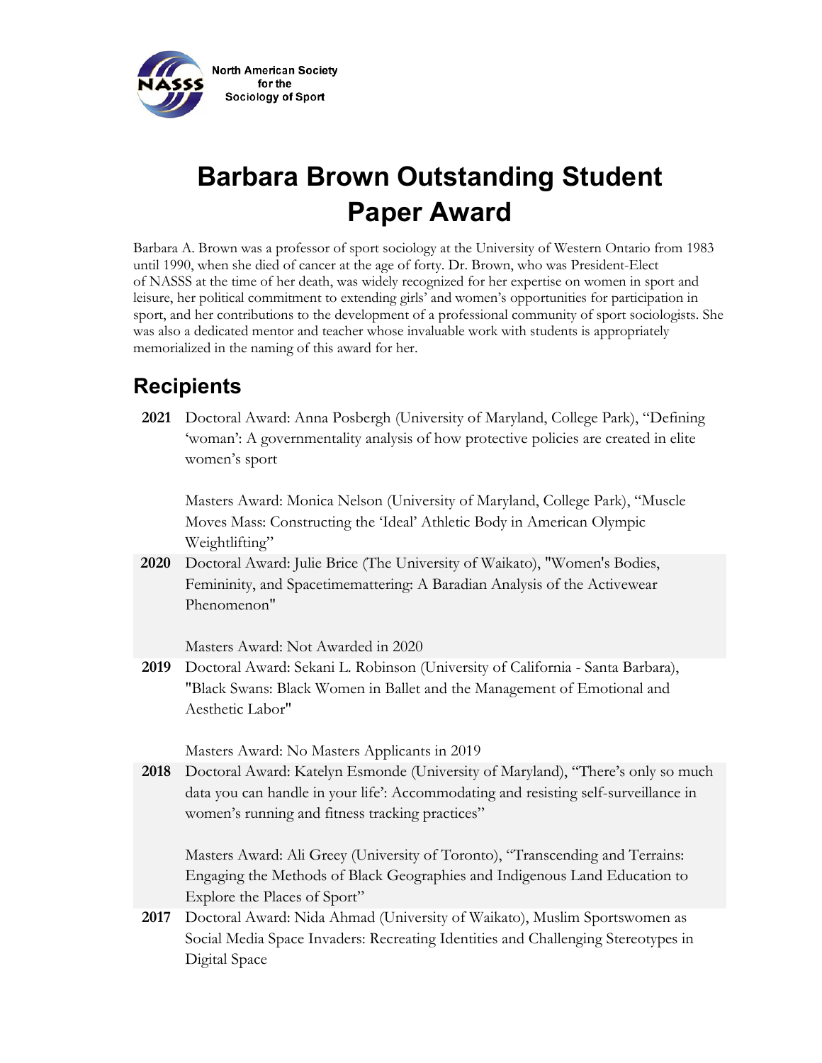North American Society for the Sociology of Sport

# Barbara Brown Outstanding Student Paper Award

Barbara A. Brown was a professor of sport sociology at the University of Western Ontario from 1983 until 1990, when she died of cancer at the age of forty. Dr. Brown, who was President-Elect of NASSS at the time of her death, was widely recognized for her expertise on women in sport and leisure, her political commitment to extending girls' and women's opportunities for participation in sport, and her contributions to the development of a professional community of sport sociologists. She was also a dedicated mentor and teacher whose invaluable work with students is appropriately memorialized in the naming of this award for her.

## Recipients

**2021** Doctoral Award: Anna Posbergh (University of Maryland, College Park), "Defining 'woman': A governmentality analysis of how protective policies are created in elite women's sport

Masters Award: Monica Nelson (University of Maryland, College Park), "Muscle Moves Mass: Constructing the 'Ideal' Athletic Body in American Olympic Weightlifting"

**2020** Doctoral Award: Julie Brice (The University of Waikato), "Women's Bodies, Femininity, and Spacetimemattering: A Baradian Analysis of the Activewear Phenomenon"

Masters Award: Not Awarded in 2020

**2019** Doctoral Award: Sekani L. Robinson (University of California - Santa Barbara), "Black Swans: Black Women in Ballet and the Management of Emotional and Aesthetic Labor"

Masters Award: No Masters Applicants in 2019

**2018** Doctoral Award: Katelyn Esmonde (University of Maryland), "There's only so much data you can handle in your life': Accommodating and resisting self-surveillance in women's running and fitness tracking practices"

Masters Award: Ali Greey (University of Toronto), "Transcending and Terrains: Engaging the Methods of Black Geographies and Indigenous Land Education to Explore the Places of Sport"

**2017** Doctoral Award: Nida Ahmad (University of Waikato), Muslim Sportswomen as Social Media Space Invaders: Recreating Identities and Challenging Stereotypes in Digital Space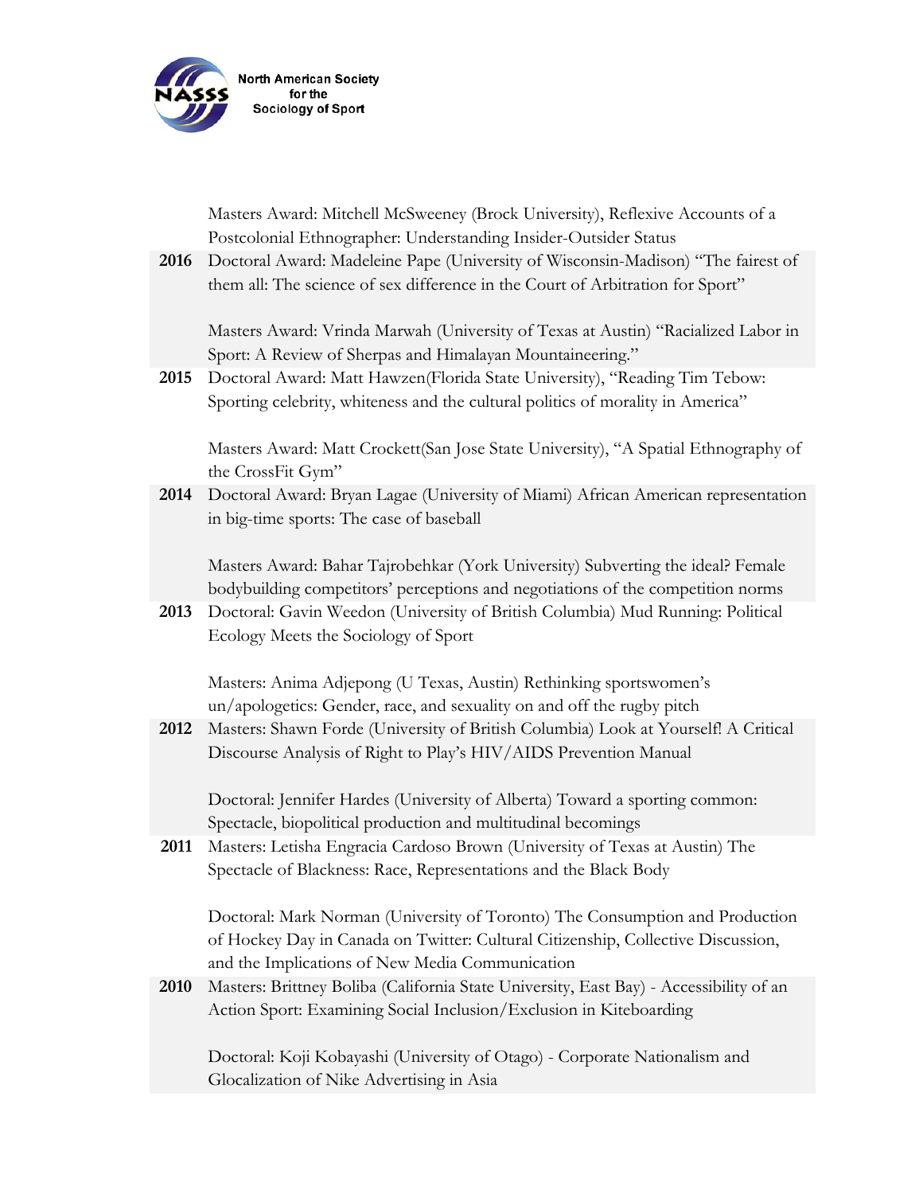| | |
|---|---|
| | Masters Award: Mitchell McSweeney (Brock University), Reflexive Accounts of a Postcolonial Ethnographer: Understanding Insider-Outsider Status |
| **2016** | Doctoral Award: Madeleine Pape (University of Wisconsin-Madison) "The fairest of them all: The science of sex difference in the Court of Arbitration for Sport"<br><br>Masters Award: Vrinda Marwah (University of Texas at Austin) "Racialized Labor in Sport: A Review of Sherpas and Himalayan Mountaineering." |
| **2015** | Doctoral Award: Matt Hawzen(Florida State University), "Reading Tim Tebow: Sporting celebrity, whiteness and the cultural politics of morality in America"<br><br>Masters Award: Matt Crockett(San Jose State University), "A Spatial Ethnography of the CrossFit Gym" |
| **2014** | Doctoral Award: Bryan Lagae (University of Miami) African American representation in big-time sports: The case of baseball<br><br>Masters Award: Bahar Tajrobehkar (York University) Subverting the ideal? Female bodybuilding competitors' perceptions and negotiations of the competition norms |
| **2013** | Doctoral: Gavin Weedon (University of British Columbia) Mud Running: Political Ecology Meets the Sociology of Sport<br><br>Masters: Anima Adjepong (U Texas, Austin) Rethinking sportswomen's un/apologetics: Gender, race, and sexuality on and off the rugby pitch |
| **2012** | Masters: Shawn Forde (University of British Columbia) Look at Yourself! A Critical Discourse Analysis of Right to Play's HIV/AIDS Prevention Manual<br><br>Doctoral: Jennifer Hardes (University of Alberta) Toward a sporting common: Spectacle, biopolitical production and multitudinal becomings |
| **2011** | Masters: Letisha Engracia Cardoso Brown (University of Texas at Austin) The Spectacle of Blackness: Race, Representations and the Black Body<br><br>Doctoral: Mark Norman (University of Toronto) The Consumption and Production of Hockey Day in Canada on Twitter: Cultural Citizenship, Collective Discussion, and the Implications of New Media Communication |
| **2010** | Masters: Brittney Boliba (California State University, East Bay) - Accessibility of an Action Sport: Examining Social Inclusion/Exclusion in Kiteboarding<br><br>Doctoral: Koji Kobayashi (University of Otago) - Corporate Nationalism and Glocalization of Nike Advertising in Asia |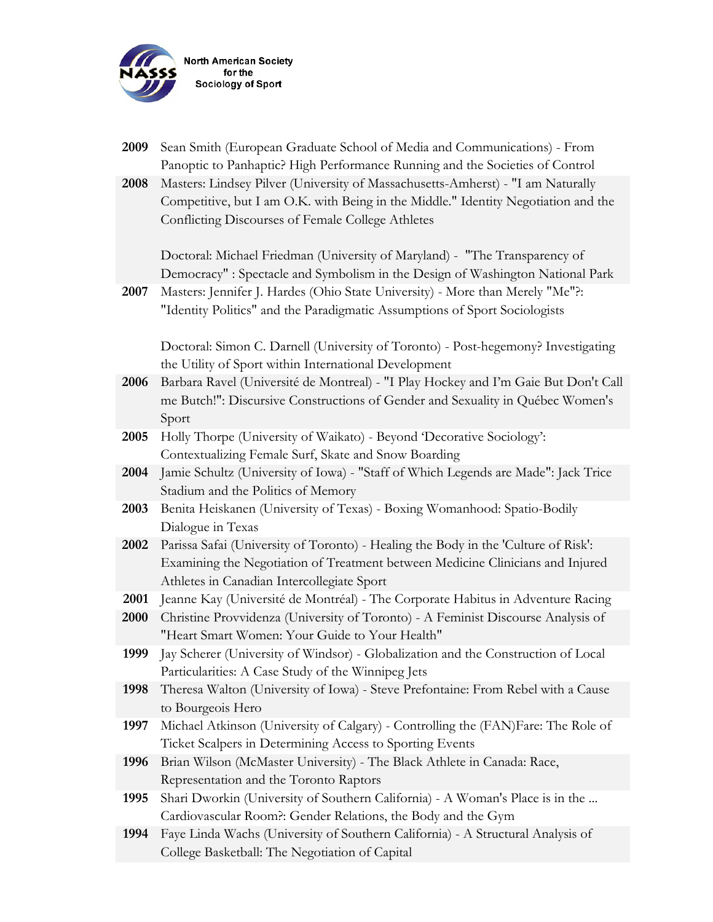| | |
|---|---|
| **2009** | Sean Smith (European Graduate School of Media and Communications) - From Panoptic to Panhaptic? High Performance Running and the Societies of Control |
| **2008** | Masters: Lindsey Pilver (University of Massachusetts-Amherst) - "I am Naturally Competitive, but I am O.K. with Being in the Middle." Identity Negotiation and the Conflicting Discourses of Female College Athletes<br><br>Doctoral: Michael Friedman (University of Maryland) - "The Transparency of Democracy" : Spectacle and Symbolism in the Design of Washington National Park |
| **2007** | Masters: Jennifer J. Hardes (Ohio State University) - More than Merely "Me"?: "Identity Politics" and the Paradigmatic Assumptions of Sport Sociologists<br><br>Doctoral: Simon C. Darnell (University of Toronto) - Post-hegemony? Investigating the Utility of Sport within International Development |
| **2006** | Barbara Ravel (Université de Montreal) - "I Play Hockey and I'm Gaie But Don't Call me Butch!": Discursive Constructions of Gender and Sexuality in Québec Women's Sport |
| **2005** | Holly Thorpe (University of Waikato) - Beyond 'Decorative Sociology': Contextualizing Female Surf, Skate and Snow Boarding |
| **2004** | Jamie Schultz (University of Iowa) - "Staff of Which Legends are Made": Jack Trice Stadium and the Politics of Memory |
| **2003** | Benita Heiskanen (University of Texas) - Boxing Womanhood: Spatio-Bodily Dialogue in Texas |
| **2002** | Parissa Safai (University of Toronto) - Healing the Body in the 'Culture of Risk': Examining the Negotiation of Treatment between Medicine Clinicians and Injured Athletes in Canadian Intercollegiate Sport |
| **2001** | Jeanne Kay (Université de Montréal) - The Corporate Habitus in Adventure Racing |
| **2000** | Christine Provvidenza (University of Toronto) - A Feminist Discourse Analysis of "Heart Smart Women: Your Guide to Your Health" |
| **1999** | Jay Scherer (University of Windsor) - Globalization and the Construction of Local Particularities: A Case Study of the Winnipeg Jets |
| **1998** | Theresa Walton (University of Iowa) - Steve Prefontaine: From Rebel with a Cause to Bourgeois Hero |
| **1997** | Michael Atkinson (University of Calgary) - Controlling the (FAN)Fare: The Role of Ticket Scalpers in Determining Access to Sporting Events |
| **1996** | Brian Wilson (McMaster University) - The Black Athlete in Canada: Race, Representation and the Toronto Raptors |
| **1995** | Shari Dworkin (University of Southern California) - A Woman's Place is in the ... Cardiovascular Room?: Gender Relations, the Body and the Gym |
| **1994** | Faye Linda Wachs (University of Southern California) - A Structural Analysis of College Basketball: The Negotiation of Capital |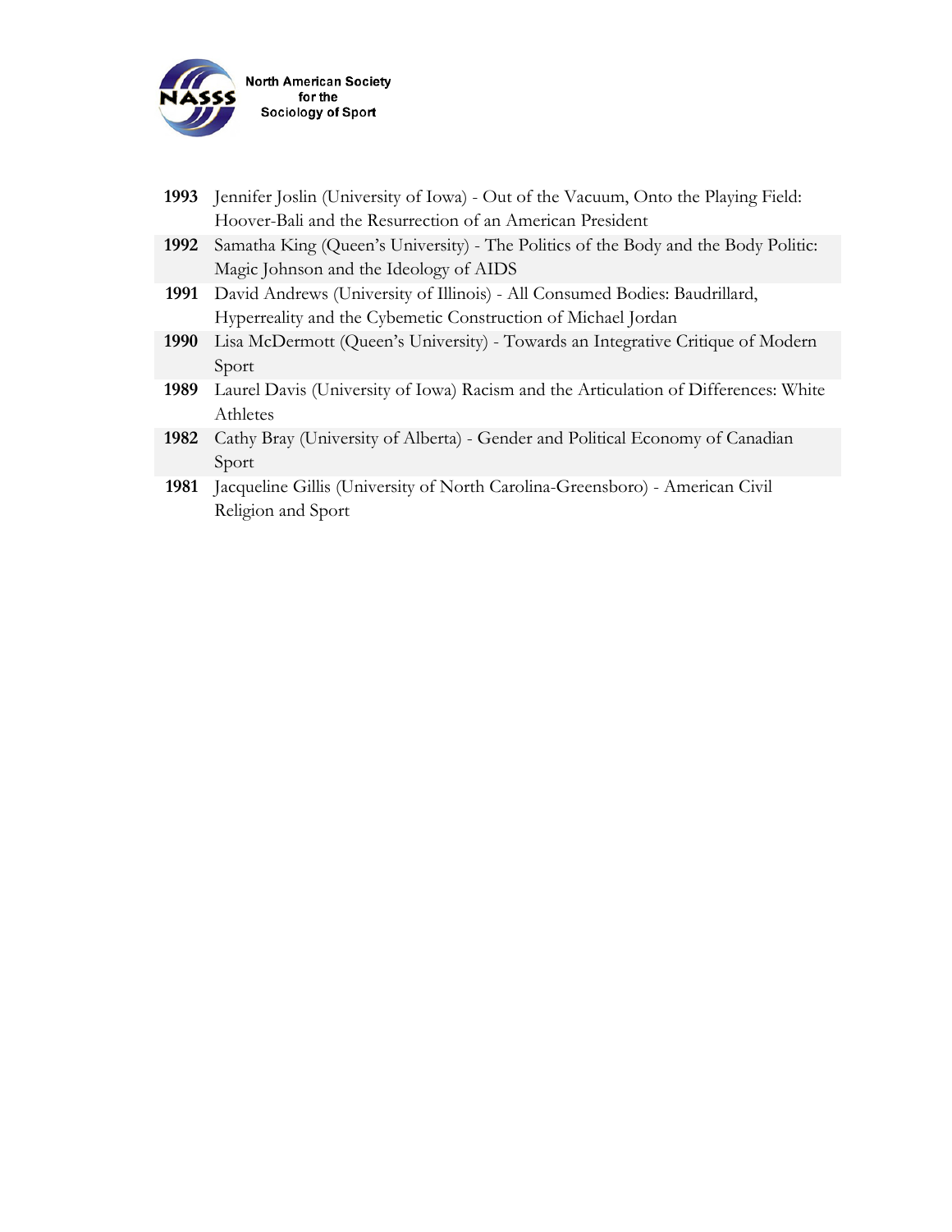| | |
|---|---|
| **1993** | Jennifer Joslin (University of Iowa) - Out of the Vacuum, Onto the Playing Field: Hoover-Bali and the Resurrection of an American President |
| **1992** | Samatha King (Queen's University) - The Politics of the Body and the Body Politic: Magic Johnson and the Ideology of AIDS |
| **1991** | David Andrews (University of Illinois) - All Consumed Bodies: Baudrillard, Hyperreality and the Cybemetic Construction of Michael Jordan |
| **1990** | Lisa McDermott (Queen's University) - Towards an Integrative Critique of Modern Sport |
| **1989** | Laurel Davis (University of Iowa) Racism and the Articulation of Differences: White Athletes |
| **1982** | Cathy Bray (University of Alberta) - Gender and Political Economy of Canadian Sport |
| **1981** | Jacqueline Gillis (University of North Carolina-Greensboro) - American Civil Religion and Sport |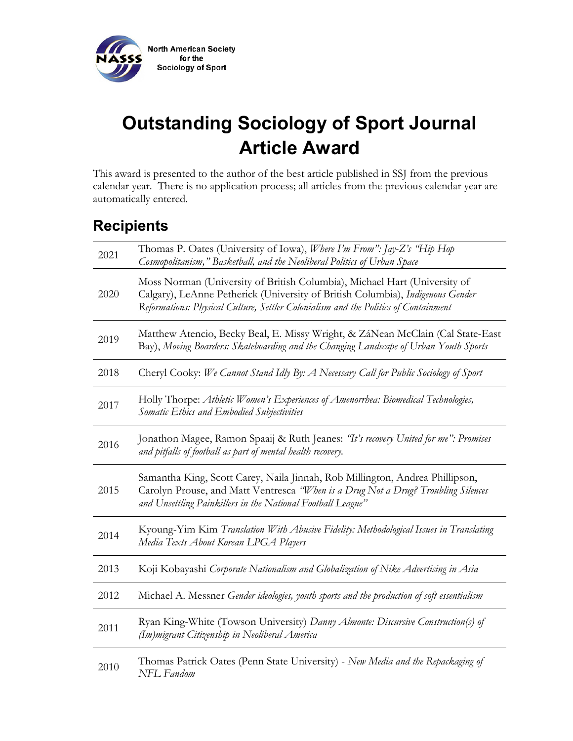North American Society for the Sociology of Sport

# Outstanding Sociology of Sport Journal Article Award

This award is presented to the author of the best article published in SSJ from the previous calendar year. There is no application process; all articles from the previous calendar year are automatically entered.

## Recipients

| | |
|---|---|
| 2021 | Thomas P. Oates (University of Iowa), *Where I'm From": Jay-Z's "Hip Hop Cosmopolitanism," Basketball, and the Neoliberal Politics of Urban Space* |
| 2020 | Moss Norman (University of British Columbia), Michael Hart (University of Calgary), LeAnne Petherick (University of British Columbia), *Indigenous Gender Reformations: Physical Culture, Settler Colonialism and the Politics of Containment* |
| 2019 | Matthew Atencio, Becky Beal, E. Missy Wright, & ZáNean McClain (Cal State-East Bay), *Moving Boarders: Skateboarding and the Changing Landscape of Urban Youth Sports* |
| 2018 | Cheryl Cooky: *We Cannot Stand Idly By: A Necessary Call for Public Sociology of Sport* |
| 2017 | Holly Thorpe: *Athletic Women's Experiences of Amenorrhea: Biomedical Technologies, Somatic Ethics and Embodied Subjectivities* |
| 2016 | Jonathon Magee, Ramon Spaaij & Ruth Jeanes: *"It's recovery United for me": Promises and pitfalls of football as part of mental health recovery.* |
| 2015 | Samantha King, Scott Carey, Naila Jinnah, Rob Millington, Andrea Phillipson, Carolyn Prouse, and Matt Ventresca *"When is a Drug Not a Drug? Troubling Silences and Unsettling Painkillers in the National Football League"* |
| 2014 | Kyoung-Yim Kim *Translation With Abusive Fidelity: Methodological Issues in Translating Media Texts About Korean LPGA Players* |
| 2013 | Koji Kobayashi *Corporate Nationalism and Globalization of Nike Advertising in Asia* |
| 2012 | Michael A. Messner *Gender ideologies, youth sports and the production of soft essentialism* |
| 2011 | Ryan King-White (Towson University) *Danny Almonte: Discursive Construction(s) of (Im)migrant Citizenship in Neoliberal America* |
| 2010 | Thomas Patrick Oates (Penn State University) - *New Media and the Repackaging of NFL Fandom* |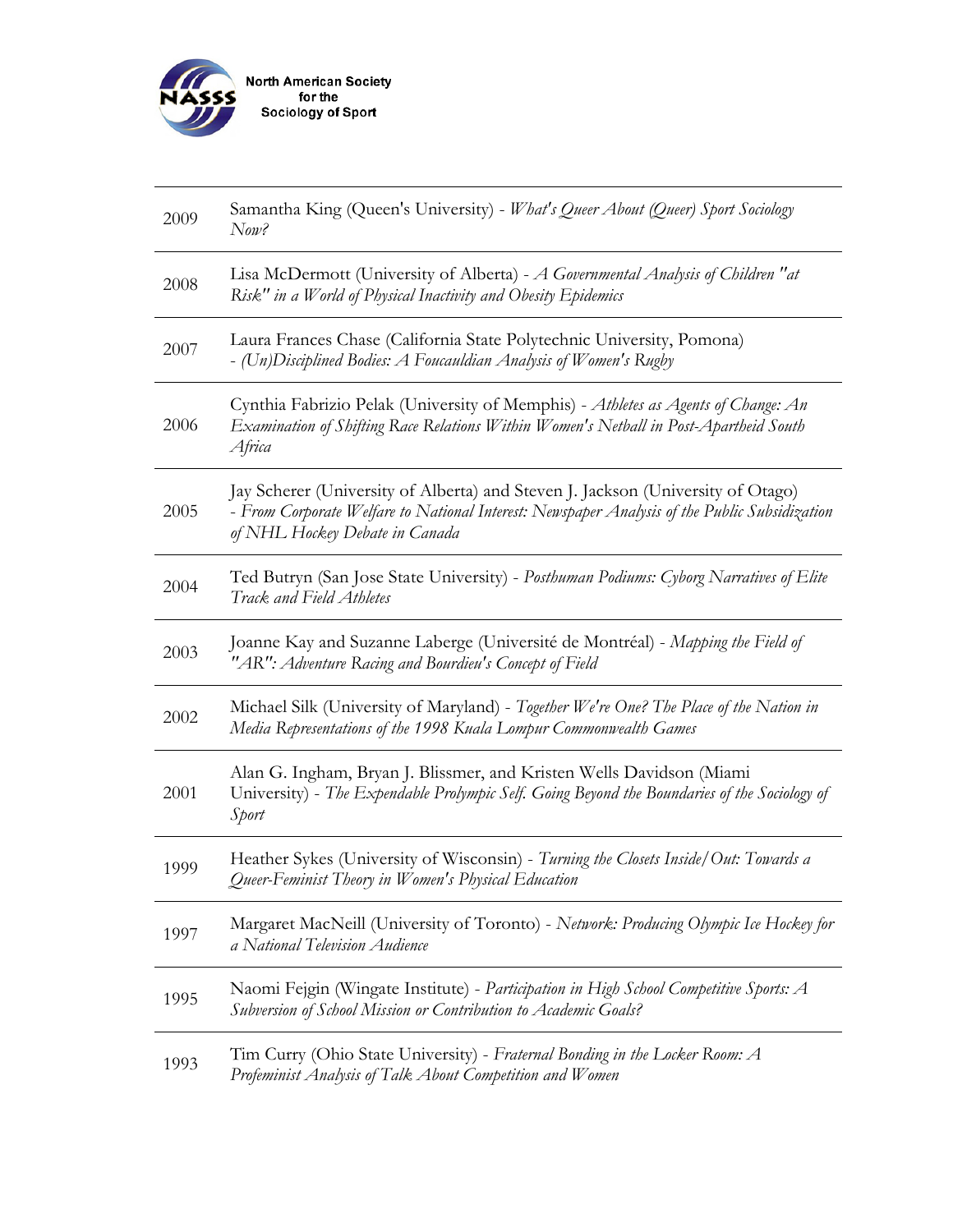| | |
|---|---|
| 2009 | Samantha King (Queen's University) - *What's Queer About (Queer) Sport Sociology Now?* |
| 2008 | Lisa McDermott (University of Alberta) - *A Governmental Analysis of Children "at Risk" in a World of Physical Inactivity and Obesity Epidemics* |
| 2007 | Laura Frances Chase (California State Polytechnic University, Pomona) - *(Un)Disciplined Bodies: A Foucauldian Analysis of Women's Rugby* |
| 2006 | Cynthia Fabrizio Pelak (University of Memphis) - *Athletes as Agents of Change: An Examination of Shifting Race Relations Within Women's Netball in Post-Apartheid South Africa* |
| 2005 | Jay Scherer (University of Alberta) and Steven J. Jackson (University of Otago) - *From Corporate Welfare to National Interest: Newspaper Analysis of the Public Subsidization of NHL Hockey Debate in Canada* |
| 2004 | Ted Butryn (San Jose State University) - *Posthuman Podiums: Cyborg Narratives of Elite Track and Field Athletes* |
| 2003 | Joanne Kay and Suzanne Laberge (Université de Montréal) - *Mapping the Field of "AR": Adventure Racing and Bourdieu's Concept of Field* |
| 2002 | Michael Silk (University of Maryland) - *Together We're One? The Place of the Nation in Media Representations of the 1998 Kuala Lompur Commonwealth Games* |
| 2001 | Alan G. Ingham, Bryan J. Blissmer, and Kristen Wells Davidson (Miami University) - *The Expendable Prolympic Self. Going Beyond the Boundaries of the Sociology of Sport* |
| 1999 | Heather Sykes (University of Wisconsin) - *Turning the Closets Inside/Out: Towards a Queer-Feminist Theory in Women's Physical Education* |
| 1997 | Margaret MacNeill (University of Toronto) - *Network: Producing Olympic Ice Hockey for a National Television Audience* |
| 1995 | Naomi Fejgin (Wingate Institute) - *Participation in High School Competitive Sports: A Subversion of School Mission or Contribution to Academic Goals?* |
| 1993 | Tim Curry (Ohio State University) - *Fraternal Bonding in the Locker Room: A Profeminist Analysis of Talk About Competition and Women* |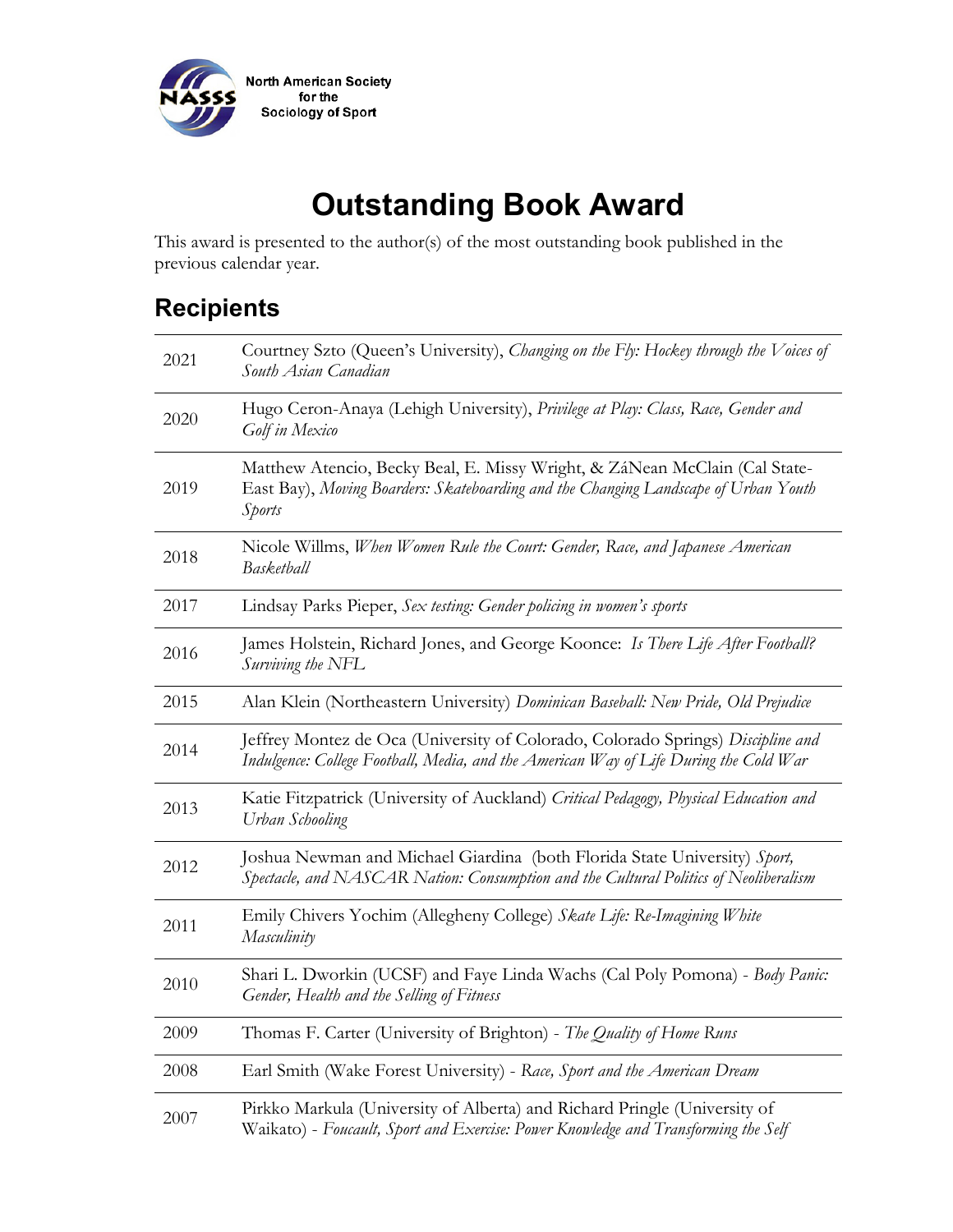North American Society for the Sociology of Sport

# Outstanding Book Award

This award is presented to the author(s) of the most outstanding book published in the previous calendar year.

## Recipients

| Year | Recipient |
|---|---|
| 2021 | Courtney Szto (Queen's University), *Changing on the Fly: Hockey through the Voices of South Asian Canadian* |
| 2020 | Hugo Ceron-Anaya (Lehigh University), *Privilege at Play: Class, Race, Gender and Golf in Mexico* |
| 2019 | Matthew Atencio, Becky Beal, E. Missy Wright, & ZáNean McClain (Cal State-East Bay), *Moving Boarders: Skateboarding and the Changing Landscape of Urban Youth Sports* |
| 2018 | Nicole Willms, *When Women Rule the Court: Gender, Race, and Japanese American Basketball* |
| 2017 | Lindsay Parks Pieper, *Sex testing: Gender policing in women's sports* |
| 2016 | James Holstein, Richard Jones, and George Koonce: *Is There Life After Football? Surviving the NFL* |
| 2015 | Alan Klein (Northeastern University) *Dominican Baseball: New Pride, Old Prejudice* |
| 2014 | Jeffrey Montez de Oca (University of Colorado, Colorado Springs) *Discipline and Indulgence: College Football, Media, and the American Way of Life During the Cold War* |
| 2013 | Katie Fitzpatrick (University of Auckland) *Critical Pedagogy, Physical Education and Urban Schooling* |
| 2012 | Joshua Newman and Michael Giardina (both Florida State University) *Sport, Spectacle, and NASCAR Nation: Consumption and the Cultural Politics of Neoliberalism* |
| 2011 | Emily Chivers Yochim (Allegheny College) *Skate Life: Re-Imagining White Masculinity* |
| 2010 | Shari L. Dworkin (UCSF) and Faye Linda Wachs (Cal Poly Pomona) - *Body Panic: Gender, Health and the Selling of Fitness* |
| 2009 | Thomas F. Carter (University of Brighton) - *The Quality of Home Runs* |
| 2008 | Earl Smith (Wake Forest University) - *Race, Sport and the American Dream* |
| 2007 | Pirkko Markula (University of Alberta) and Richard Pringle (University of Waikato) - *Foucault, Sport and Exercise: Power Knowledge and Transforming the Self* |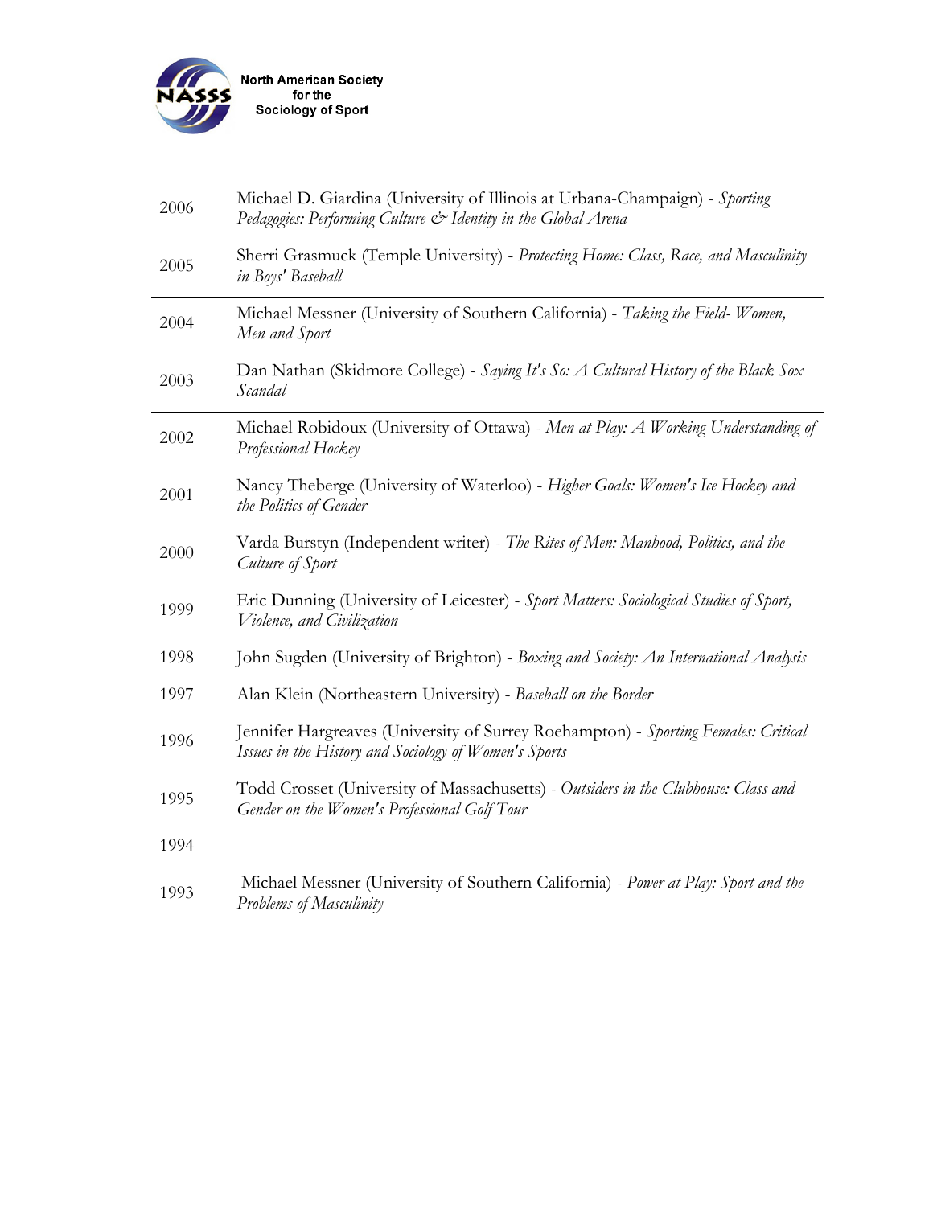| | |
|---|---|
| 2006 | Michael D. Giardina (University of Illinois at Urbana-Champaign) - *Sporting Pedagogies: Performing Culture & Identity in the Global Arena* |
| 2005 | Sherri Grasmuck (Temple University) - *Protecting Home: Class, Race, and Masculinity in Boys' Baseball* |
| 2004 | Michael Messner (University of Southern California) - *Taking the Field- Women, Men and Sport* |
| 2003 | Dan Nathan (Skidmore College) - *Saying It's So: A Cultural History of the Black Sox Scandal* |
| 2002 | Michael Robidoux (University of Ottawa) - *Men at Play: A Working Understanding of Professional Hockey* |
| 2001 | Nancy Theberge (University of Waterloo) - *Higher Goals: Women's Ice Hockey and the Politics of Gender* |
| 2000 | Varda Burstyn (Independent writer) - *The Rites of Men: Manhood, Politics, and the Culture of Sport* |
| 1999 | Eric Dunning (University of Leicester) - *Sport Matters: Sociological Studies of Sport, Violence, and Civilization* |
| 1998 | John Sugden (University of Brighton) - *Boxing and Society: An International Analysis* |
| 1997 | Alan Klein (Northeastern University) - *Baseball on the Border* |
| 1996 | Jennifer Hargreaves (University of Surrey Roehampton) - *Sporting Females: Critical Issues in the History and Sociology of Women's Sports* |
| 1995 | Todd Crosset (University of Massachusetts) - *Outsiders in the Clubhouse: Class and Gender on the Women's Professional Golf Tour* |
| 1994 | |
| 1993 | Michael Messner (University of Southern California) - *Power at Play: Sport and the Problems of Masculinity* |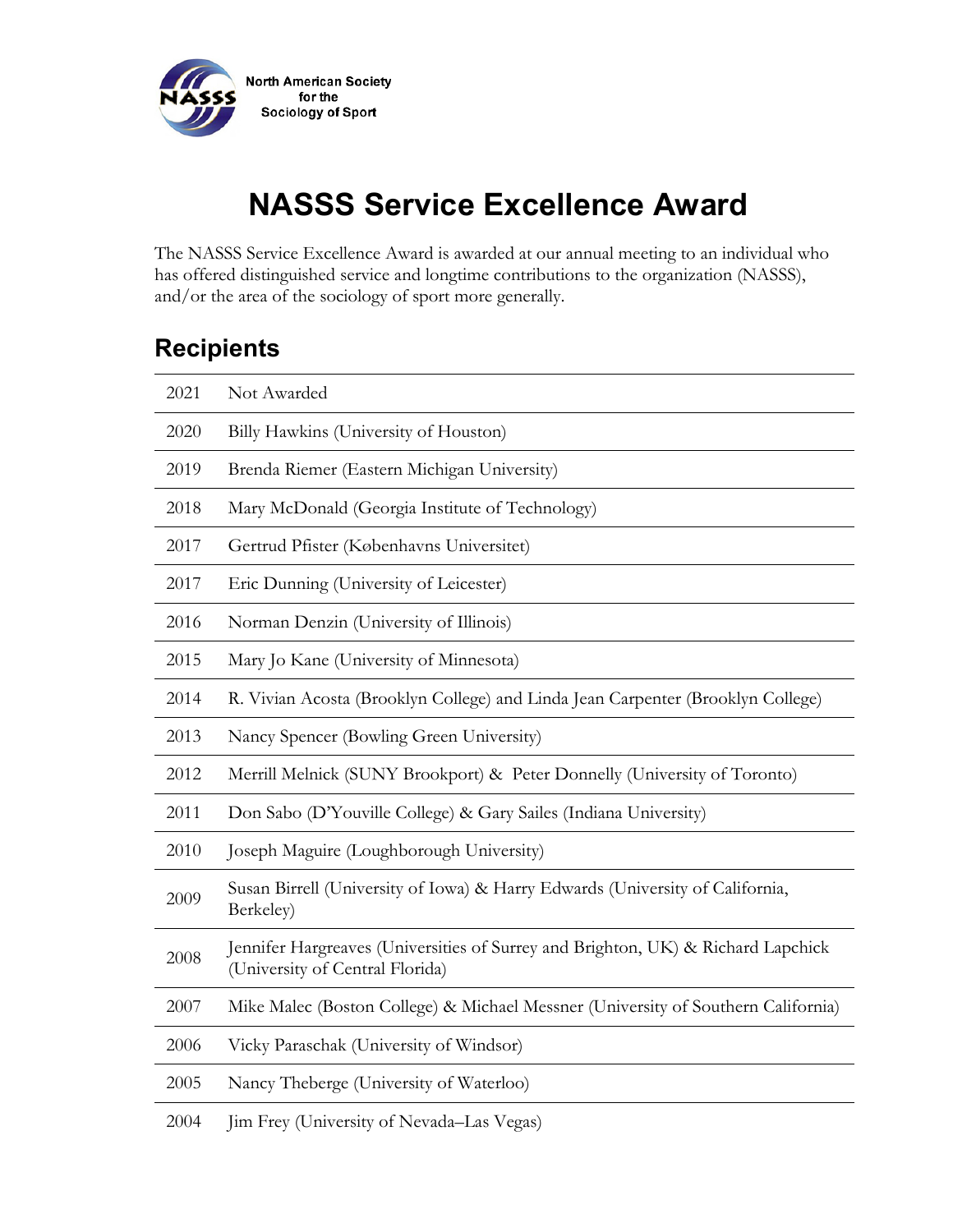North American Society for the Sociology of Sport

# NASSS Service Excellence Award

The NASSS Service Excellence Award is awarded at our annual meeting to an individual who has offered distinguished service and longtime contributions to the organization (NASSS), and/or the area of the sociology of sport more generally.

## Recipients

| | |
|---|---|
| 2021 | Not Awarded |
| 2020 | Billy Hawkins (University of Houston) |
| 2019 | Brenda Riemer (Eastern Michigan University) |
| 2018 | Mary McDonald (Georgia Institute of Technology) |
| 2017 | Gertrud Pfister (Københavns Universitet) |
| 2017 | Eric Dunning (University of Leicester) |
| 2016 | Norman Denzin (University of Illinois) |
| 2015 | Mary Jo Kane (University of Minnesota) |
| 2014 | R. Vivian Acosta (Brooklyn College) and Linda Jean Carpenter (Brooklyn College) |
| 2013 | Nancy Spencer (Bowling Green University) |
| 2012 | Merrill Melnick (SUNY Brookport) & Peter Donnelly (University of Toronto) |
| 2011 | Don Sabo (D'Youville College) & Gary Sailes (Indiana University) |
| 2010 | Joseph Maguire (Loughborough University) |
| 2009 | Susan Birrell (University of Iowa) & Harry Edwards (University of California, Berkeley) |
| 2008 | Jennifer Hargreaves (Universities of Surrey and Brighton, UK) & Richard Lapchick (University of Central Florida) |
| 2007 | Mike Malec (Boston College) & Michael Messner (University of Southern California) |
| 2006 | Vicky Paraschak (University of Windsor) |
| 2005 | Nancy Theberge (University of Waterloo) |
| 2004 | Jim Frey (University of Nevada–Las Vegas) |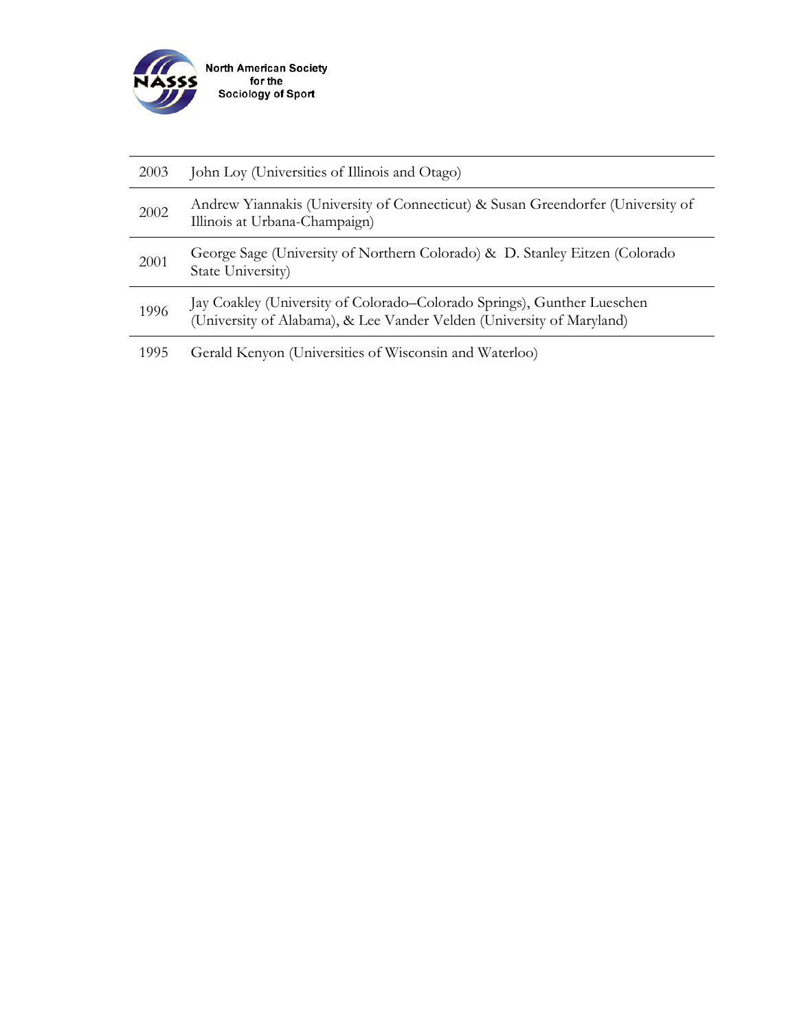| | |
|---|---|
| 2003 | John Loy (Universities of Illinois and Otago) |
| 2002 | Andrew Yiannakis (University of Connecticut) & Susan Greendorfer (University of Illinois at Urbana-Champaign) |
| 2001 | George Sage (University of Northern Colorado) & D. Stanley Eitzen (Colorado State University) |
| 1996 | Jay Coakley (University of Colorado–Colorado Springs), Gunther Lueschen (University of Alabama), & Lee Vander Velden (University of Maryland) |
| 1995 | Gerald Kenyon (Universities of Wisconsin and Waterloo) |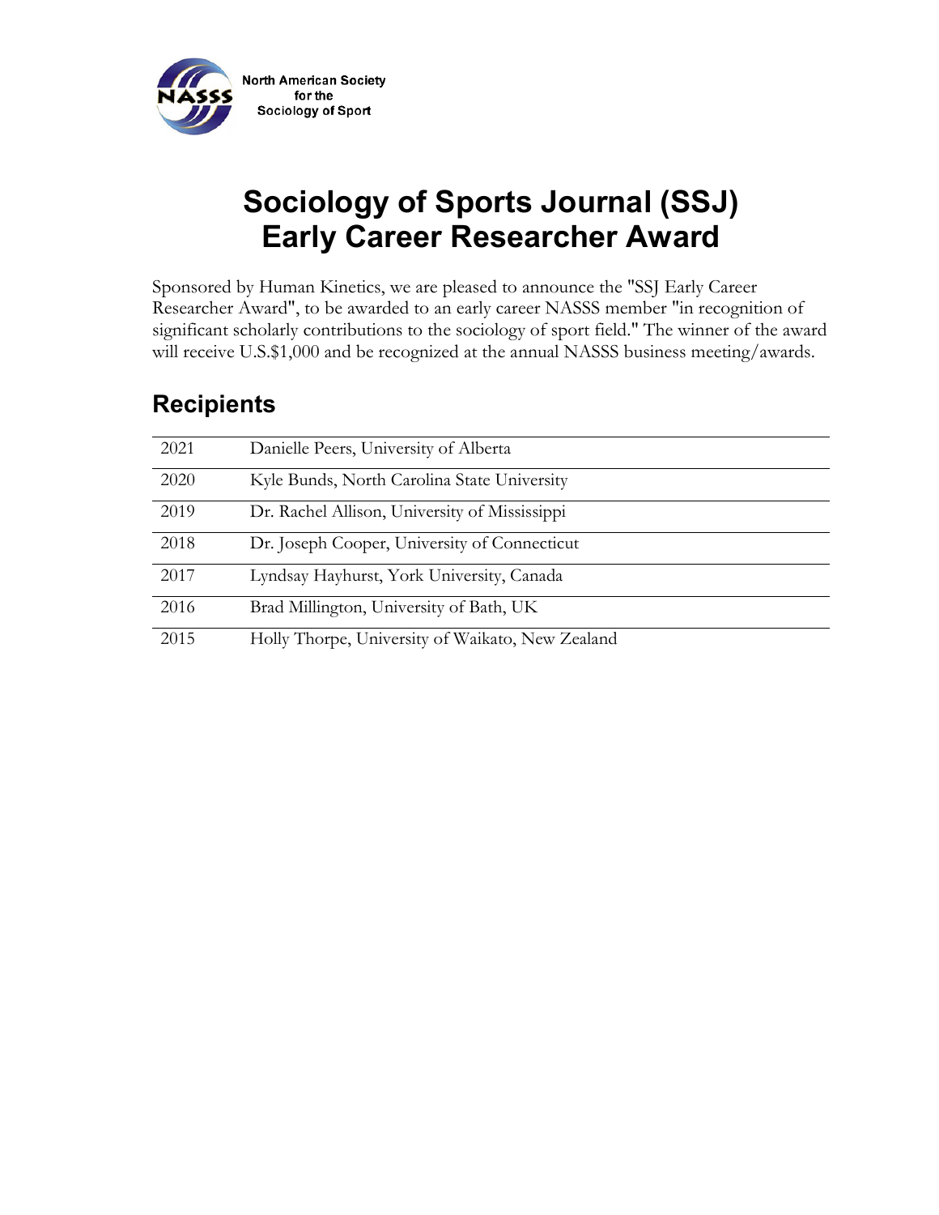North American Society for the Sociology of Sport

# Sociology of Sports Journal (SSJ) Early Career Researcher Award

Sponsored by Human Kinetics, we are pleased to announce the "SSJ Early Career Researcher Award", to be awarded to an early career NASSS member "in recognition of significant scholarly contributions to the sociology of sport field." The winner of the award will receive U.S.$1,000 and be recognized at the annual NASSS business meeting/awards.

## Recipients

| Year | Recipient |
|---|---|
| 2021 | Danielle Peers, University of Alberta |
| 2020 | Kyle Bunds, North Carolina State University |
| 2019 | Dr. Rachel Allison, University of Mississippi |
| 2018 | Dr. Joseph Cooper, University of Connecticut |
| 2017 | Lyndsay Hayhurst, York University, Canada |
| 2016 | Brad Millington, University of Bath, UK |
| 2015 | Holly Thorpe, University of Waikato, New Zealand |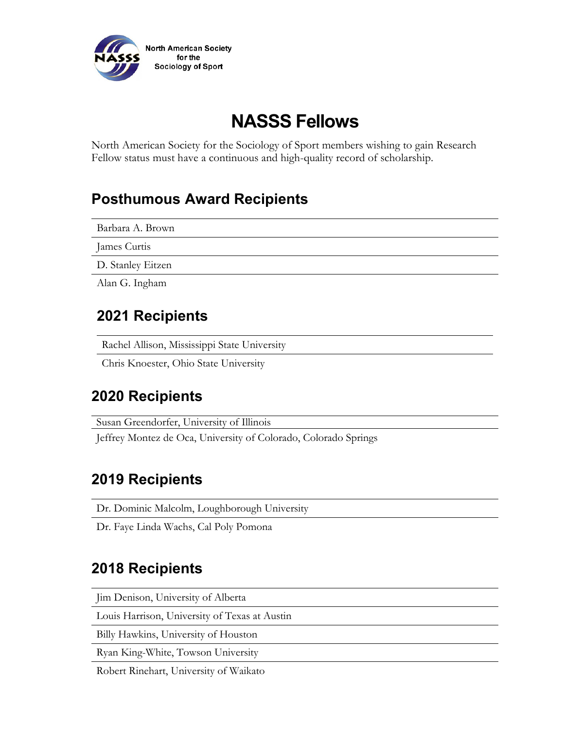North American Society for the Sociology of Sport

# NASSS Fellows

North American Society for the Sociology of Sport members wishing to gain Research Fellow status must have a continuous and high-quality record of scholarship.

## Posthumous Award Recipients

Barbara A. Brown

James Curtis

D. Stanley Eitzen

Alan G. Ingham

## 2021 Recipients

Rachel Allison, Mississippi State University

Chris Knoester, Ohio State University

## 2020 Recipients

Susan Greendorfer, University of Illinois

Jeffrey Montez de Oca, University of Colorado, Colorado Springs

## 2019 Recipients

Dr. Dominic Malcolm, Loughborough University

Dr. Faye Linda Wachs, Cal Poly Pomona

## 2018 Recipients

Jim Denison, University of Alberta

Louis Harrison, University of Texas at Austin

Billy Hawkins, University of Houston

Ryan King-White, Towson University

Robert Rinehart, University of Waikato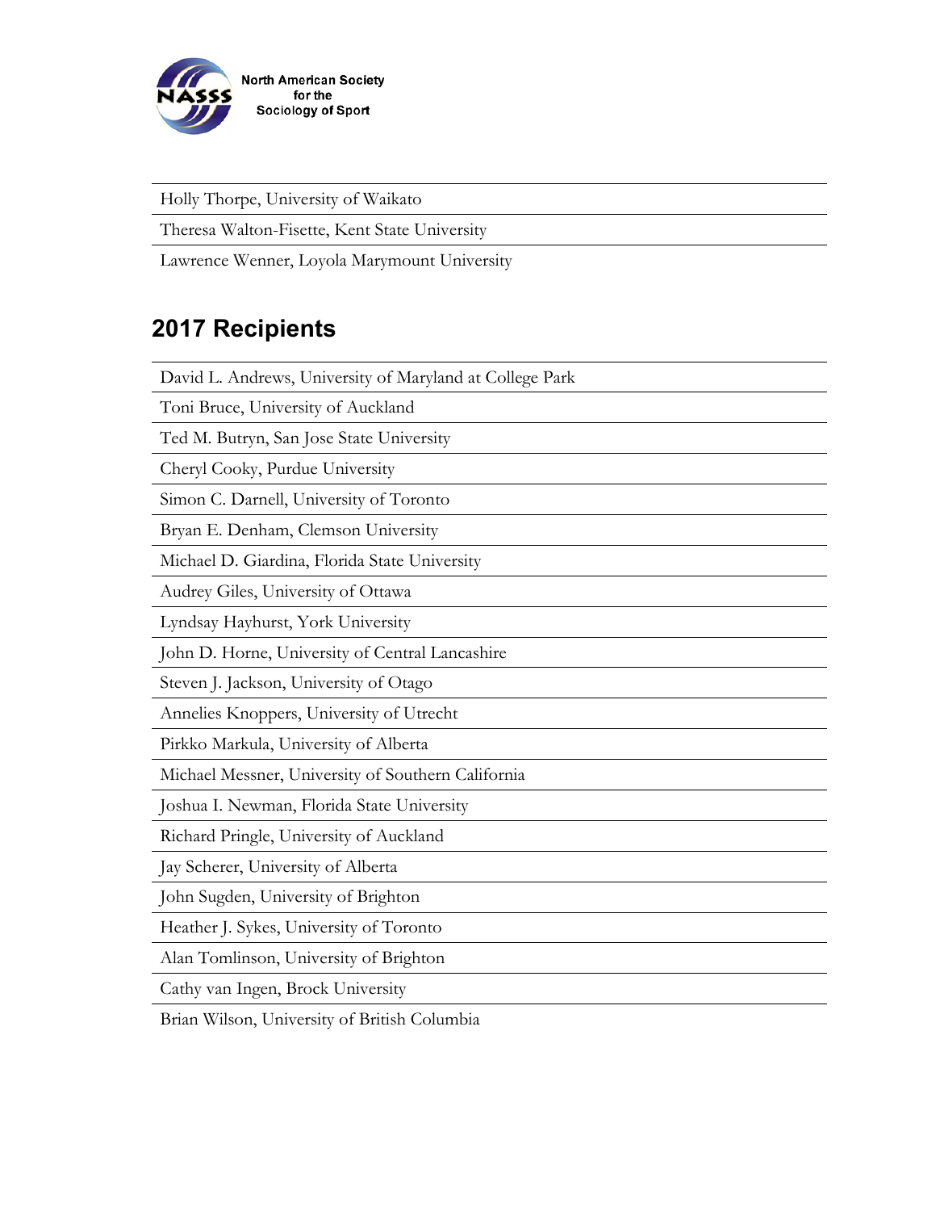Holly Thorpe, University of Waikato

Theresa Walton-Fisette, Kent State University

Lawrence Wenner, Loyola Marymount University

## 2017 Recipients

David L. Andrews, University of Maryland at College Park

Toni Bruce, University of Auckland

Ted M. Butryn, San Jose State University

Cheryl Cooky, Purdue University

Simon C. Darnell, University of Toronto

Bryan E. Denham, Clemson University

Michael D. Giardina, Florida State University

Audrey Giles, University of Ottawa

Lyndsay Hayhurst, York University

John D. Horne, University of Central Lancashire

Steven J. Jackson, University of Otago

Annelies Knoppers, University of Utrecht

Pirkko Markula, University of Alberta

Michael Messner, University of Southern California

Joshua I. Newman, Florida State University

Richard Pringle, University of Auckland

Jay Scherer, University of Alberta

John Sugden, University of Brighton

Heather J. Sykes, University of Toronto

Alan Tomlinson, University of Brighton

Cathy van Ingen, Brock University

Brian Wilson, University of British Columbia